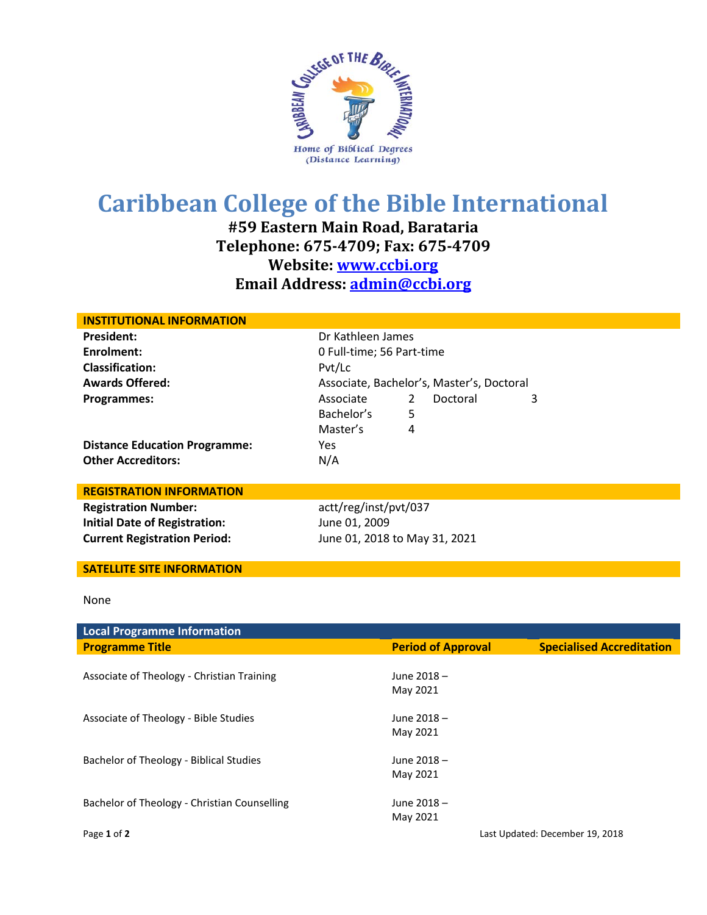# Caribbean College of the Bible International

**#59 Eastern Main Road, Barataria**
**Telephone: 675-4709; Fax: 675-4709**
**Website: www.ccbi.org**
**Email Address: admin@ccbi.org**

## INSTITUTIONAL INFORMATION

| | | | | |
|---|---|---|---|---|
| **President:** | Dr Kathleen James | | | |
| **Enrolment:** | 0 Full-time; 56 Part-time | | | |
| **Classification:** | Pvt/Lc | | | |
| **Awards Offered:** | Associate, Bachelor's, Master's, Doctoral | | | |
| **Programmes:** | Associate | 2 | Doctoral | 3 |
| | Bachelor's | 5 | | |
| | Master's | 4 | | |
| **Distance Education Programme:** | Yes | | | |
| **Other Accreditors:** | N/A | | | |

## REGISTRATION INFORMATION

| | |
|---|---|
| **Registration Number:** | actt/reg/inst/pvt/037 |
| **Initial Date of Registration:** | June 01, 2009 |
| **Current Registration Period:** | June 01, 2018 to May 31, 2021 |

## SATELLITE SITE INFORMATION

None

## Local Programme Information

| Programme Title | Period of Approval | Specialised Accreditation |
|---|---|---|
| Associate of Theology - Christian Training | June 2018 – May 2021 | |
| Associate of Theology - Bible Studies | June 2018 – May 2021 | |
| Bachelor of Theology - Biblical Studies | June 2018 – May 2021 | |
| Bachelor of Theology - Christian Counselling | June 2018 – May 2021 | |

Last Updated: December 19, 2018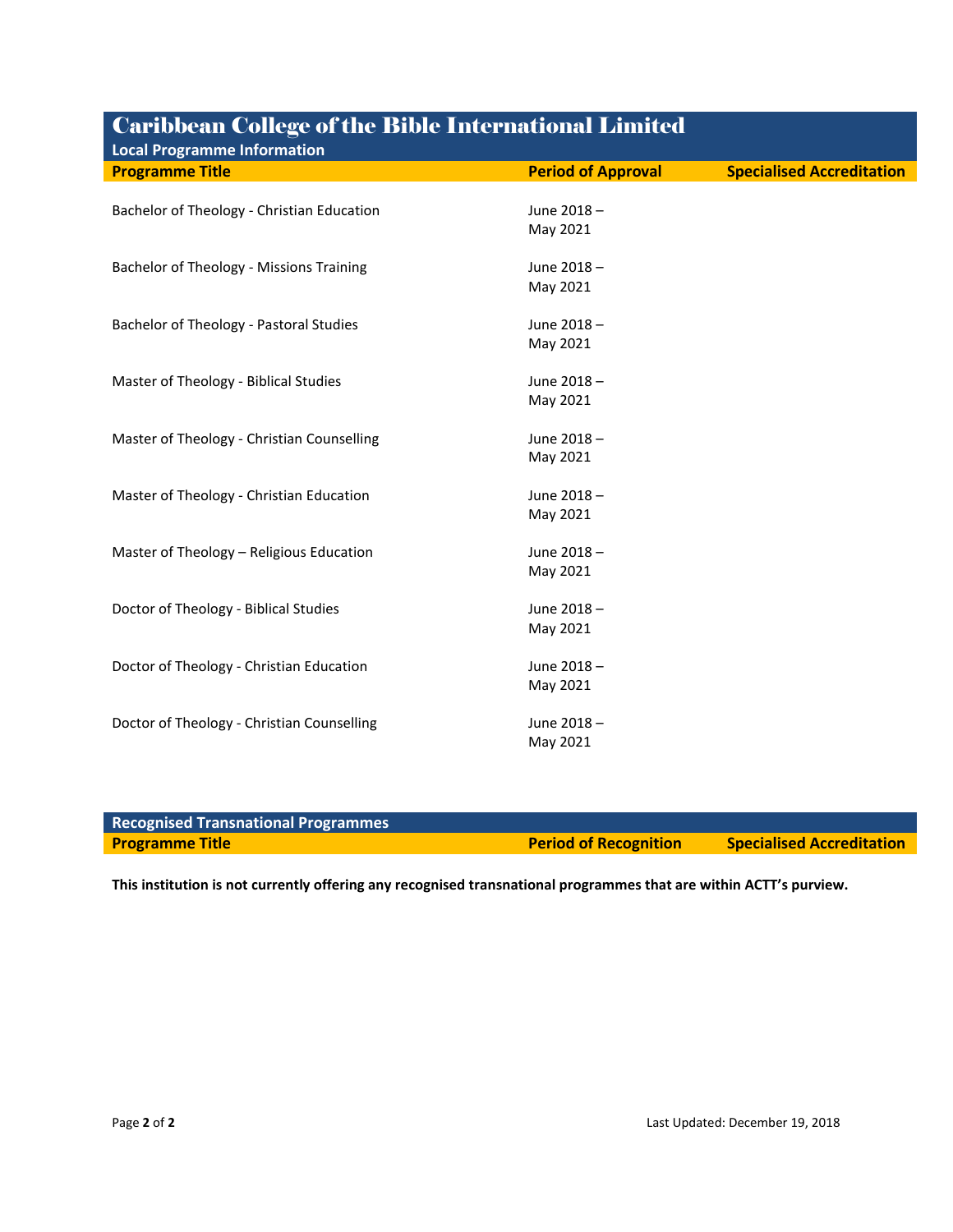# Caribbean College of the Bible International Limited

## Local Programme Information

| Programme Title | Period of Approval | Specialised Accreditation |
| --- | --- | --- |
| Bachelor of Theology - Christian Education | June 2018 – May 2021 | |
| Bachelor of Theology - Missions Training | June 2018 – May 2021 | |
| Bachelor of Theology - Pastoral Studies | June 2018 – May 2021 | |
| Master of Theology - Biblical Studies | June 2018 – May 2021 | |
| Master of Theology - Christian Counselling | June 2018 – May 2021 | |
| Master of Theology - Christian Education | June 2018 – May 2021 | |
| Master of Theology – Religious Education | June 2018 – May 2021 | |
| Doctor of Theology - Biblical Studies | June 2018 – May 2021 | |
| Doctor of Theology - Christian Education | June 2018 – May 2021 | |
| Doctor of Theology - Christian Counselling | June 2018 – May 2021 | |

## Recognised Transnational Programmes

| Programme Title | Period of Recognition | Specialised Accreditation |
| --- | --- | --- |

**This institution is not currently offering any recognised transnational programmes that are within ACTT's purview.**

Last Updated: December 19, 2018